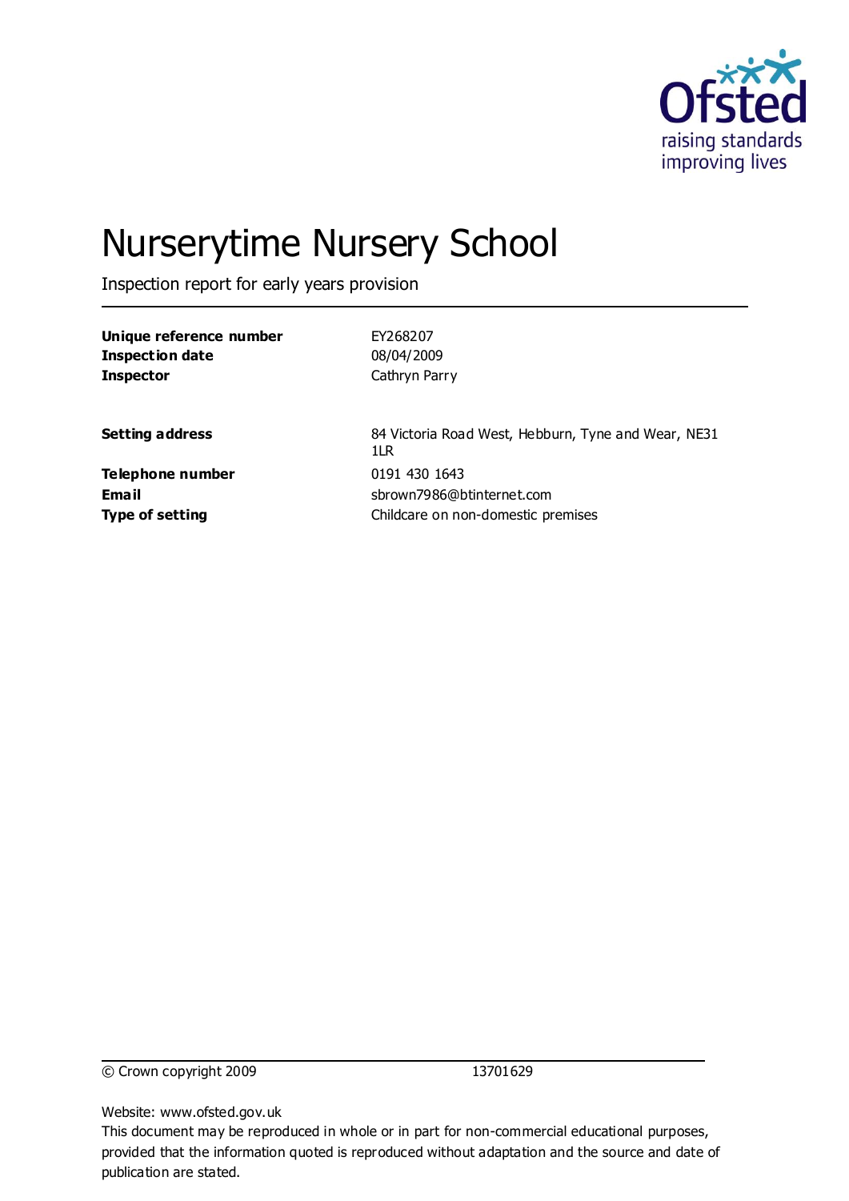# Nurserytime Nursery School

Inspection report for early years provision

| | |
|---|---|
| **Unique reference number** | EY268207 |
| **Inspection date** | 08/04/2009 |
| **Inspector** | Cathryn Parry |

| | |
|---|---|
| **Setting address** | 84 Victoria Road West, Hebburn, Tyne and Wear, NE31 1LR |
| **Telephone number** | 0191 430 1643 |
| **Email** | sbrown7986@btinternet.com |
| **Type of setting** | Childcare on non-domestic premises |

© Crown copyright 2009 13701629

Website: www.ofsted.gov.uk

This document may be reproduced in whole or in part for non-commercial educational purposes, provided that the information quoted is reproduced without adaptation and the source and date of publication are stated.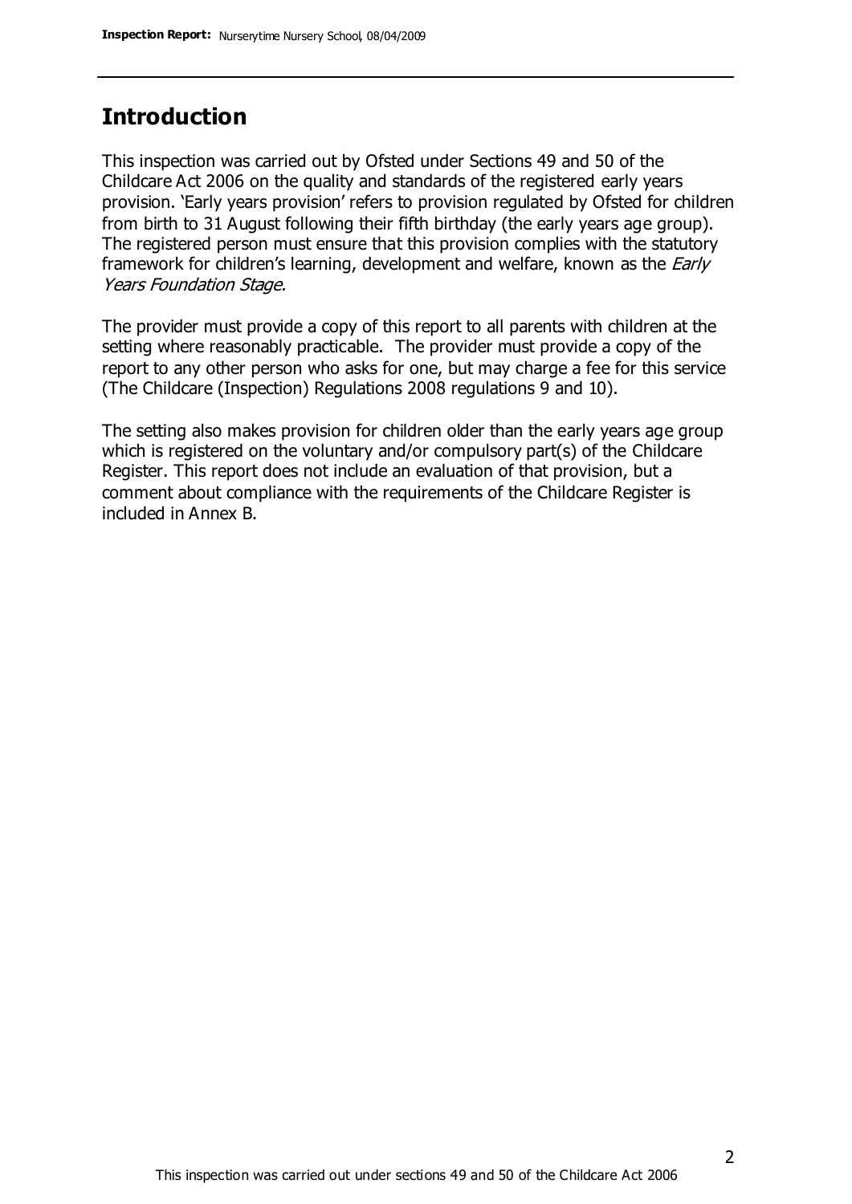## Introduction

This inspection was carried out by Ofsted under Sections 49 and 50 of the Childcare Act 2006 on the quality and standards of the registered early years provision. 'Early years provision' refers to provision regulated by Ofsted for children from birth to 31 August following their fifth birthday (the early years age group). The registered person must ensure that this provision complies with the statutory framework for children's learning, development and welfare, known as the *Early Years Foundation Stage.*

The provider must provide a copy of this report to all parents with children at the setting where reasonably practicable. The provider must provide a copy of the report to any other person who asks for one, but may charge a fee for this service (The Childcare (Inspection) Regulations 2008 regulations 9 and 10).

The setting also makes provision for children older than the early years age group which is registered on the voluntary and/or compulsory part(s) of the Childcare Register. This report does not include an evaluation of that provision, but a comment about compliance with the requirements of the Childcare Register is included in Annex B.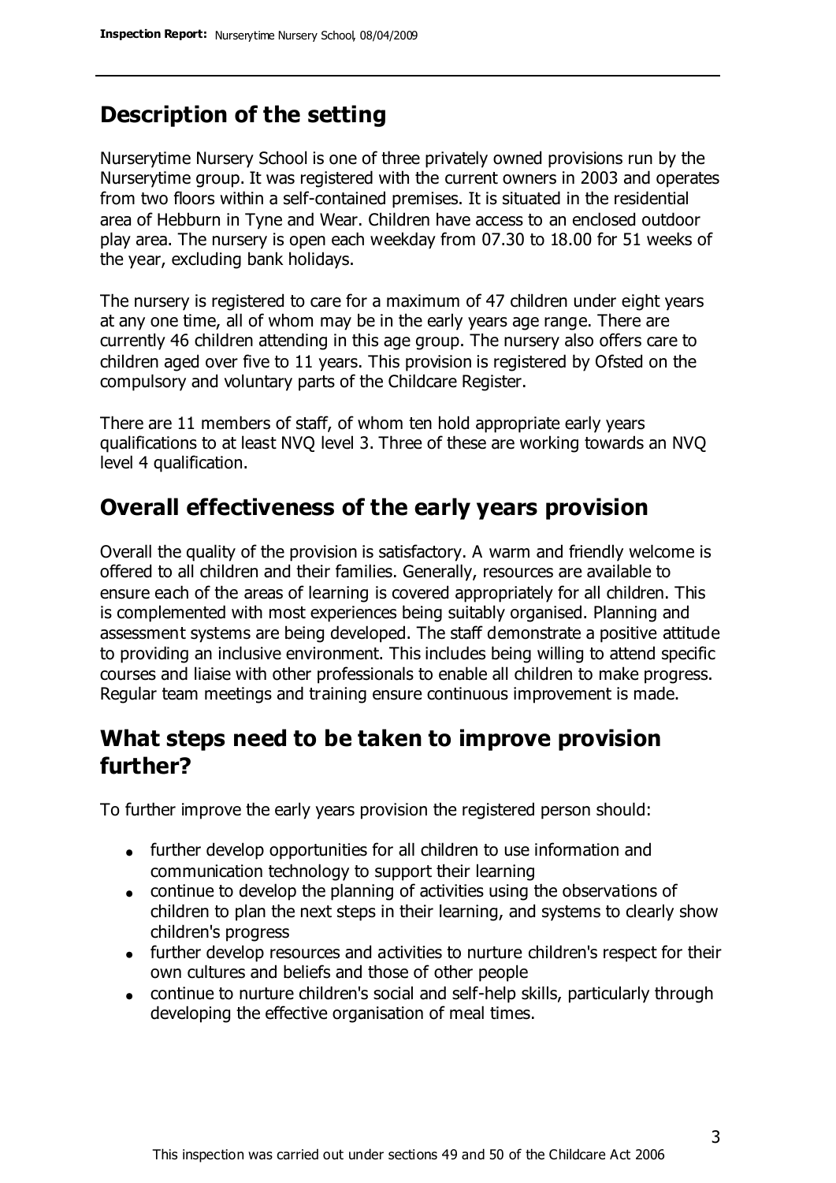## Description of the setting

Nurserytime Nursery School is one of three privately owned provisions run by the Nurserytime group. It was registered with the current owners in 2003 and operates from two floors within a self-contained premises. It is situated in the residential area of Hebburn in Tyne and Wear. Children have access to an enclosed outdoor play area. The nursery is open each weekday from 07.30 to 18.00 for 51 weeks of the year, excluding bank holidays.

The nursery is registered to care for a maximum of 47 children under eight years at any one time, all of whom may be in the early years age range. There are currently 46 children attending in this age group. The nursery also offers care to children aged over five to 11 years. This provision is registered by Ofsted on the compulsory and voluntary parts of the Childcare Register.

There are 11 members of staff, of whom ten hold appropriate early years qualifications to at least NVQ level 3. Three of these are working towards an NVQ level 4 qualification.

## Overall effectiveness of the early years provision

Overall the quality of the provision is satisfactory. A warm and friendly welcome is offered to all children and their families. Generally, resources are available to ensure each of the areas of learning is covered appropriately for all children. This is complemented with most experiences being suitably organised. Planning and assessment systems are being developed. The staff demonstrate a positive attitude to providing an inclusive environment. This includes being willing to attend specific courses and liaise with other professionals to enable all children to make progress. Regular team meetings and training ensure continuous improvement is made.

## What steps need to be taken to improve provision further?

To further improve the early years provision the registered person should:

- further develop opportunities for all children to use information and communication technology to support their learning
- continue to develop the planning of activities using the observations of children to plan the next steps in their learning, and systems to clearly show children's progress
- further develop resources and activities to nurture children's respect for their own cultures and beliefs and those of other people
- continue to nurture children's social and self-help skills, particularly through developing the effective organisation of meal times.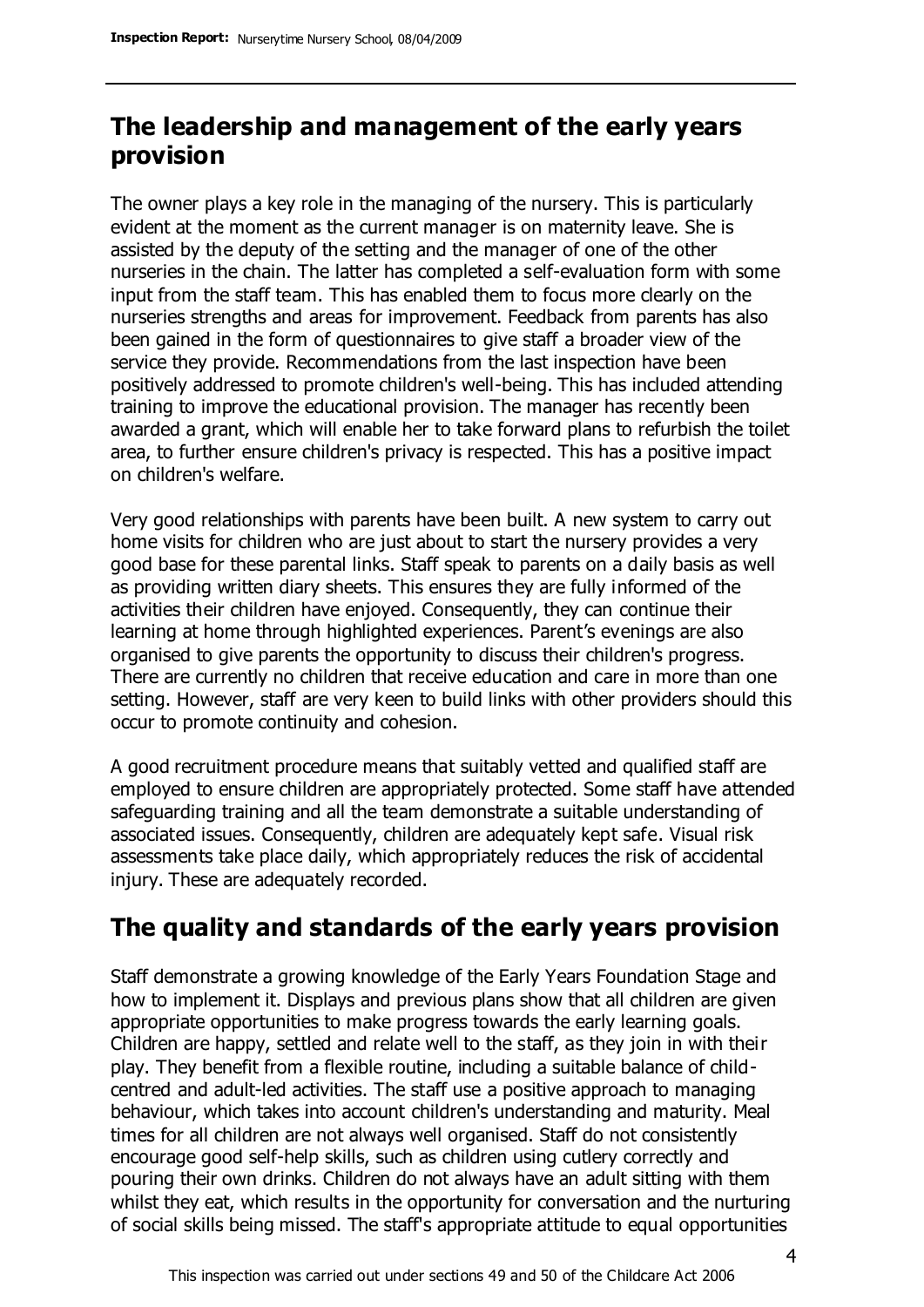## The leadership and management of the early years provision

The owner plays a key role in the managing of the nursery. This is particularly evident at the moment as the current manager is on maternity leave. She is assisted by the deputy of the setting and the manager of one of the other nurseries in the chain. The latter has completed a self-evaluation form with some input from the staff team. This has enabled them to focus more clearly on the nurseries strengths and areas for improvement. Feedback from parents has also been gained in the form of questionnaires to give staff a broader view of the service they provide. Recommendations from the last inspection have been positively addressed to promote children's well-being. This has included attending training to improve the educational provision. The manager has recently been awarded a grant, which will enable her to take forward plans to refurbish the toilet area, to further ensure children's privacy is respected. This has a positive impact on children's welfare.

Very good relationships with parents have been built. A new system to carry out home visits for children who are just about to start the nursery provides a very good base for these parental links. Staff speak to parents on a daily basis as well as providing written diary sheets. This ensures they are fully informed of the activities their children have enjoyed. Consequently, they can continue their learning at home through highlighted experiences. Parent's evenings are also organised to give parents the opportunity to discuss their children's progress. There are currently no children that receive education and care in more than one setting. However, staff are very keen to build links with other providers should this occur to promote continuity and cohesion.

A good recruitment procedure means that suitably vetted and qualified staff are employed to ensure children are appropriately protected. Some staff have attended safeguarding training and all the team demonstrate a suitable understanding of associated issues. Consequently, children are adequately kept safe. Visual risk assessments take place daily, which appropriately reduces the risk of accidental injury. These are adequately recorded.

## The quality and standards of the early years provision

Staff demonstrate a growing knowledge of the Early Years Foundation Stage and how to implement it. Displays and previous plans show that all children are given appropriate opportunities to make progress towards the early learning goals. Children are happy, settled and relate well to the staff, as they join in with their play. They benefit from a flexible routine, including a suitable balance of child-centred and adult-led activities. The staff use a positive approach to managing behaviour, which takes into account children's understanding and maturity. Meal times for all children are not always well organised. Staff do not consistently encourage good self-help skills, such as children using cutlery correctly and pouring their own drinks. Children do not always have an adult sitting with them whilst they eat, which results in the opportunity for conversation and the nurturing of social skills being missed. The staff's appropriate attitude to equal opportunities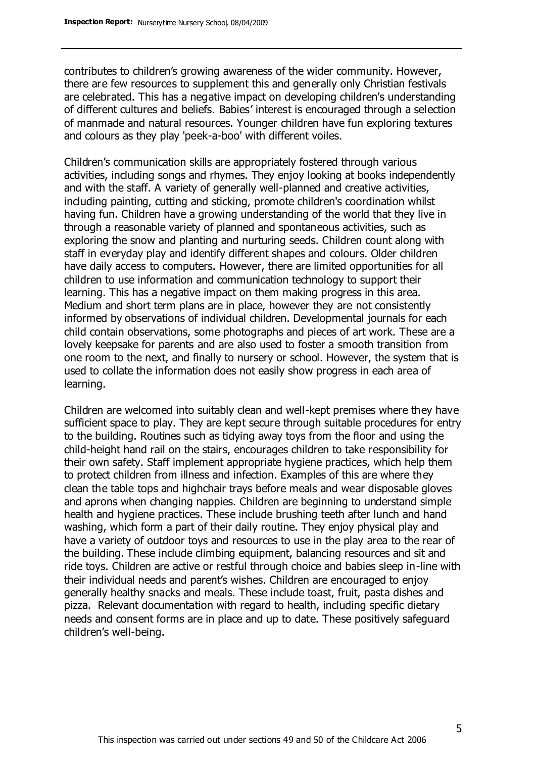contributes to children's growing awareness of the wider community. However, there are few resources to supplement this and generally only Christian festivals are celebrated. This has a negative impact on developing children's understanding of different cultures and beliefs. Babies' interest is encouraged through a selection of manmade and natural resources. Younger children have fun exploring textures and colours as they play 'peek-a-boo' with different voiles.

Children's communication skills are appropriately fostered through various activities, including songs and rhymes. They enjoy looking at books independently and with the staff. A variety of generally well-planned and creative activities, including painting, cutting and sticking, promote children's coordination whilst having fun. Children have a growing understanding of the world that they live in through a reasonable variety of planned and spontaneous activities, such as exploring the snow and planting and nurturing seeds. Children count along with staff in everyday play and identify different shapes and colours. Older children have daily access to computers. However, there are limited opportunities for all children to use information and communication technology to support their learning. This has a negative impact on them making progress in this area. Medium and short term plans are in place, however they are not consistently informed by observations of individual children. Developmental journals for each child contain observations, some photographs and pieces of art work. These are a lovely keepsake for parents and are also used to foster a smooth transition from one room to the next, and finally to nursery or school. However, the system that is used to collate the information does not easily show progress in each area of learning.

Children are welcomed into suitably clean and well-kept premises where they have sufficient space to play. They are kept secure through suitable procedures for entry to the building. Routines such as tidying away toys from the floor and using the child-height hand rail on the stairs, encourages children to take responsibility for their own safety. Staff implement appropriate hygiene practices, which help them to protect children from illness and infection. Examples of this are where they clean the table tops and highchair trays before meals and wear disposable gloves and aprons when changing nappies. Children are beginning to understand simple health and hygiene practices. These include brushing teeth after lunch and hand washing, which form a part of their daily routine. They enjoy physical play and have a variety of outdoor toys and resources to use in the play area to the rear of the building. These include climbing equipment, balancing resources and sit and ride toys. Children are active or restful through choice and babies sleep in-line with their individual needs and parent's wishes. Children are encouraged to enjoy generally healthy snacks and meals. These include toast, fruit, pasta dishes and pizza. Relevant documentation with regard to health, including specific dietary needs and consent forms are in place and up to date. These positively safeguard children's well-being.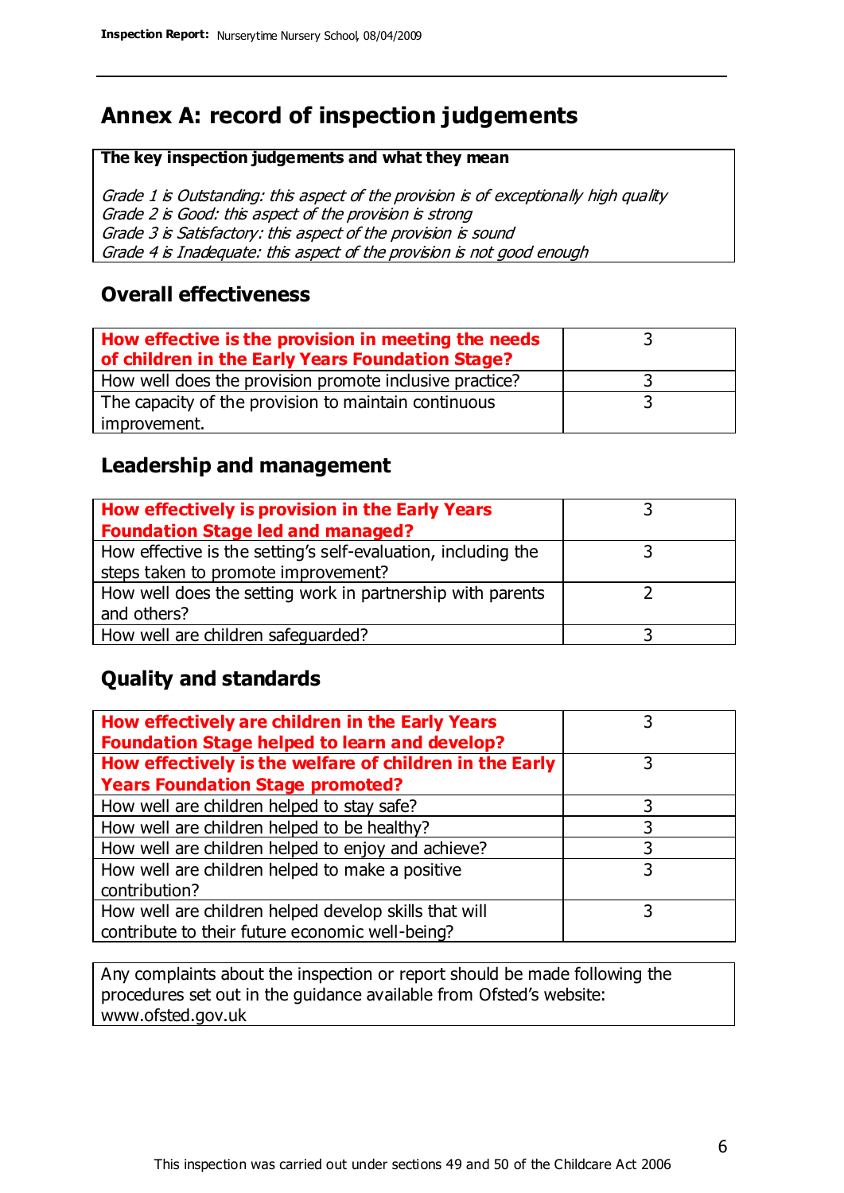## Annex A: record of inspection judgements

**The key inspection judgements and what they mean**

*Grade 1 is Outstanding: this aspect of the provision is of exceptionally high quality*
*Grade 2 is Good: this aspect of the provision is strong*
*Grade 3 is Satisfactory: this aspect of the provision is sound*
*Grade 4 is Inadequate: this aspect of the provision is not good enough*

### Overall effectiveness

| | |
|---|---|
| **How effective is the provision in meeting the needs of children in the Early Years Foundation Stage?** | 3 |
| How well does the provision promote inclusive practice? | 3 |
| The capacity of the provision to maintain continuous improvement. | 3 |

### Leadership and management

| | |
|---|---|
| **How effectively is provision in the Early Years Foundation Stage led and managed?** | 3 |
| How effective is the setting's self-evaluation, including the steps taken to promote improvement? | 3 |
| How well does the setting work in partnership with parents and others? | 2 |
| How well are children safeguarded? | 3 |

### Quality and standards

| | |
|---|---|
| **How effectively are children in the Early Years Foundation Stage helped to learn and develop?** | 3 |
| **How effectively is the welfare of children in the Early Years Foundation Stage promoted?** | 3 |
| How well are children helped to stay safe? | 3 |
| How well are children helped to be healthy? | 3 |
| How well are children helped to enjoy and achieve? | 3 |
| How well are children helped to make a positive contribution? | 3 |
| How well are children helped develop skills that will contribute to their future economic well-being? | 3 |

Any complaints about the inspection or report should be made following the procedures set out in the guidance available from Ofsted's website: www.ofsted.gov.uk

This inspection was carried out under sections 49 and 50 of the Childcare Act 2006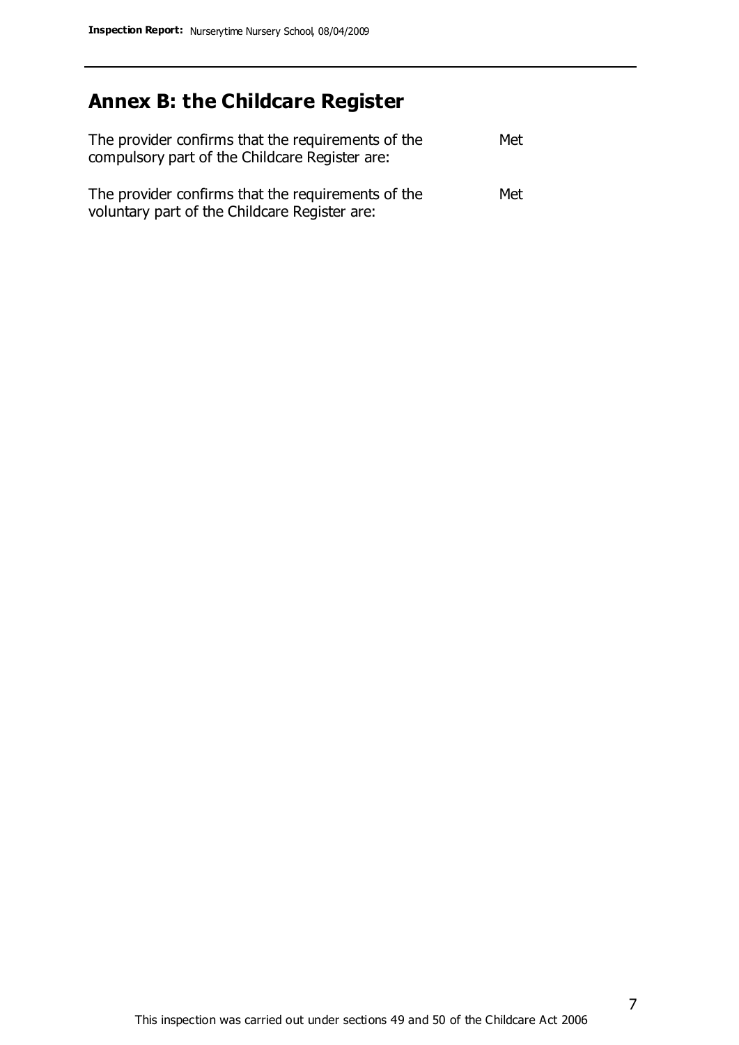## Annex B: the Childcare Register

| | |
|---|---|
| The provider confirms that the requirements of the compulsory part of the Childcare Register are: | Met |
| The provider confirms that the requirements of the voluntary part of the Childcare Register are: | Met |

This inspection was carried out under sections 49 and 50 of the Childcare Act 2006